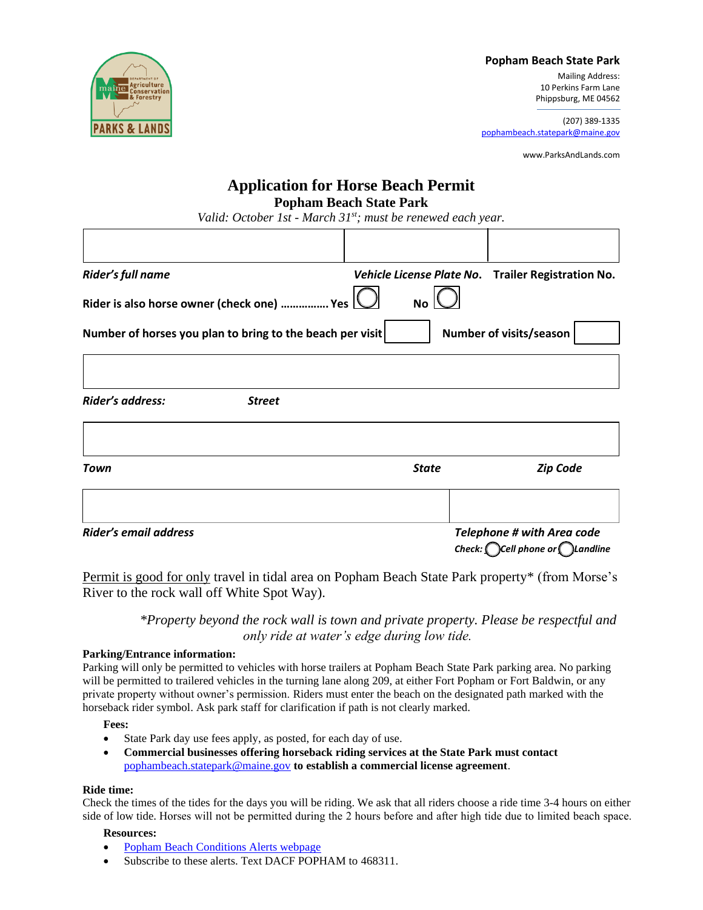**Popham Beach State Park**

Mailing Address:
10 Perkins Farm Lane
Phippsburg, ME 04562

(207) 389-1335
pophambeach.statepark@maine.gov

www.ParksAndLands.com

# Application for Horse Beach Permit

## Popham Beach State Park

*Valid: October 1st - March 31st; must be renewed each year.*

| | | |
|---|---|---|
| | | |
| ***Rider's full name*** | ***Vehicle License Plate No.*** | **Trailer Registration No.** |

**Rider is also horse owner (check one) …………… Yes** ◯ **No** ◯

**Number of horses you plan to bring to the beach per visit** ____ **Number of visits/season** ____

| |
|---|
| |
| ***Rider's address:*** ***Street*** |

| | | |
|---|---|---|
| | | |
| ***Town*** | ***State*** | ***Zip Code*** |

| | |
|---|---|
| | |
| ***Rider's email address*** | ***Telephone # with Area code*** |
| | ***Check:*** ◯ ***Cell phone or*** ◯ ***Landline*** |

Permit is good for only travel in tidal area on Popham Beach State Park property* (from Morse's River to the rock wall off White Spot Way).

*\*Property beyond the rock wall is town and private property. Please be respectful and only ride at water's edge during low tide.*

**Parking/Entrance information:**
Parking will only be permitted to vehicles with horse trailers at Popham Beach State Park parking area. No parking will be permitted to trailered vehicles in the turning lane along 209, at either Fort Popham or Fort Baldwin, or any private property without owner's permission. Riders must enter the beach on the designated path marked with the horseback rider symbol. Ask park staff for clarification if path is not clearly marked.

**Fees:**

- State Park day use fees apply, as posted, for each day of use.
- **Commercial businesses offering horseback riding services at the State Park must contact** pophambeach.statepark@maine.gov **to establish a commercial license agreement**.

**Ride time:**
Check the times of the tides for the days you will be riding. We ask that all riders choose a ride time 3-4 hours on either side of low tide. Horses will not be permitted during the 2 hours before and after high tide due to limited beach space.

**Resources:**

- Popham Beach Conditions Alerts webpage
- Subscribe to these alerts. Text DACF POPHAM to 468311.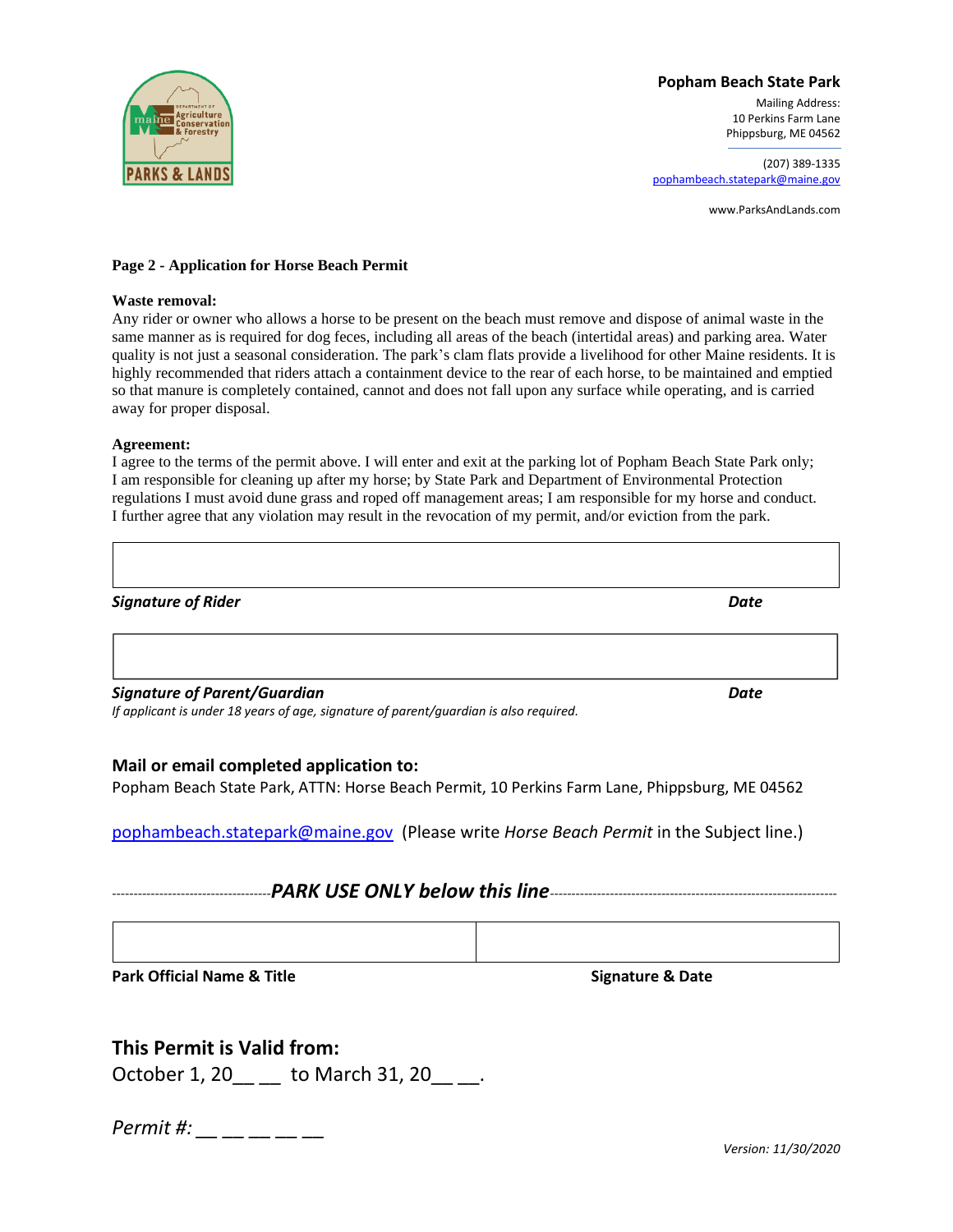**Popham Beach State Park**

Mailing Address:
10 Perkins Farm Lane
Phippsburg, ME 04562

(207) 389-1335
pophambeach.statepark@maine.gov

www.ParksAndLands.com

**Page 2 - Application for Horse Beach Permit**

**Waste removal:**
Any rider or owner who allows a horse to be present on the beach must remove and dispose of animal waste in the same manner as is required for dog feces, including all areas of the beach (intertidal areas) and parking area. Water quality is not just a seasonal consideration. The park's clam flats provide a livelihood for other Maine residents. It is highly recommended that riders attach a containment device to the rear of each horse, to be maintained and emptied so that manure is completely contained, cannot and does not fall upon any surface while operating, and is carried away for proper disposal.

**Agreement:**
I agree to the terms of the permit above. I will enter and exit at the parking lot of Popham Beach State Park only; I am responsible for cleaning up after my horse; by State Park and Department of Environmental Protection regulations I must avoid dune grass and roped off management areas; I am responsible for my horse and conduct. I further agree that any violation may result in the revocation of my permit, and/or eviction from the park.

| | |
|---|---|
| | |
| ***Signature of Rider*** | ***Date*** |

| | |
|---|---|
| | |
| ***Signature of Parent/Guardian*** | ***Date*** |

*If applicant is under 18 years of age, signature of parent/guardian is also required.*

**Mail or email completed application to:**
Popham Beach State Park, ATTN: Horse Beach Permit, 10 Perkins Farm Lane, Phippsburg, ME 04562

pophambeach.statepark@maine.gov (Please write *Horse Beach Permit* in the Subject line.)

---------------------------------***PARK USE ONLY below this line***---------------------------------

| | |
|---|---|
| | |
| **Park Official Name & Title** | **Signature & Date** |

**This Permit is Valid from:**
October 1, 20__ __ to March 31, 20__ __.

*Permit #:* __ __ __ __ __

*Version: 11/30/2020*